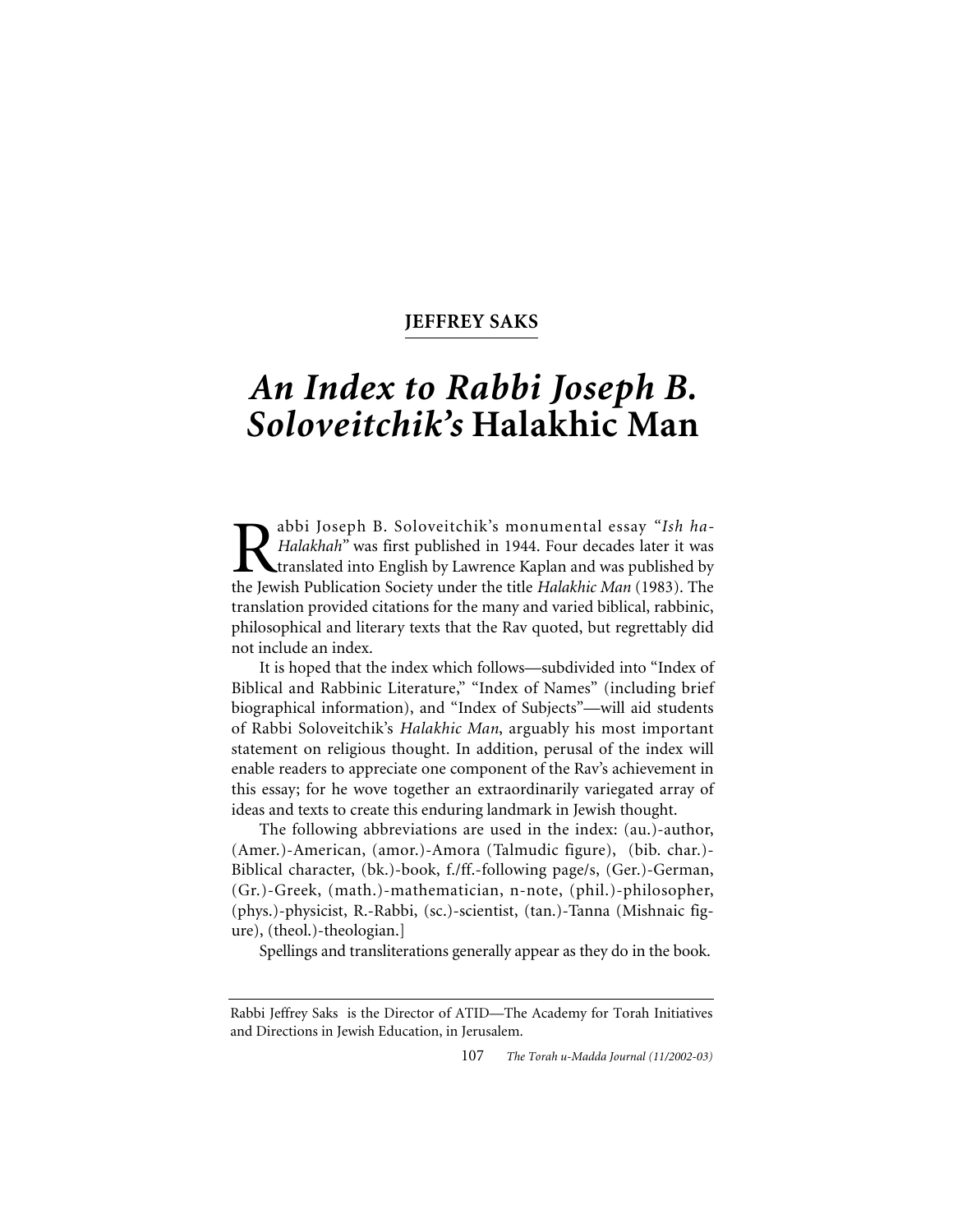**JEFFREY SAKS**

# *An Index to Rabbi Joseph B. Soloveitchik's* Halakhic Man

Rabbi Joseph B. Soloveitchik's monumental essay "*Ish ha-Halakhah*" was first published in 1944. Four decades later it was translated into English by Lawrence Kaplan and was published by the Jewish Publication Society under the title *Halakhic Man* (1983). The translation provided citations for the many and varied biblical, rabbinic, philosophical and literary texts that the Rav quoted, but regrettably did not include an index.

It is hoped that the index which follows—subdivided into "Index of Biblical and Rabbinic Literature," "Index of Names" (including brief biographical information), and "Index of Subjects"—will aid students of Rabbi Soloveitchik's *Halakhic Man*, arguably his most important statement on religious thought. In addition, perusal of the index will enable readers to appreciate one component of the Rav's achievement in this essay; for he wove together an extraordinarily variegated array of ideas and texts to create this enduring landmark in Jewish thought.

The following abbreviations are used in the index: (au.)-author, (Amer.)-American, (amor.)-Amora (Talmudic figure), (bib. char.)-Biblical character, (bk.)-book, f./ff.-following page/s, (Ger.)-German, (Gr.)-Greek, (math.)-mathematician, n-note, (phil.)-philosopher, (phys.)-physicist, R.-Rabbi, (sc.)-scientist, (tan.)-Tanna (Mishnaic figure), (theol.)-theologian.]

Spellings and transliterations generally appear as they do in the book.

---

Rabbi Jeffrey Saks is the Director of ATID—The Academy for Torah Initiatives and Directions in Jewish Education, in Jerusalem.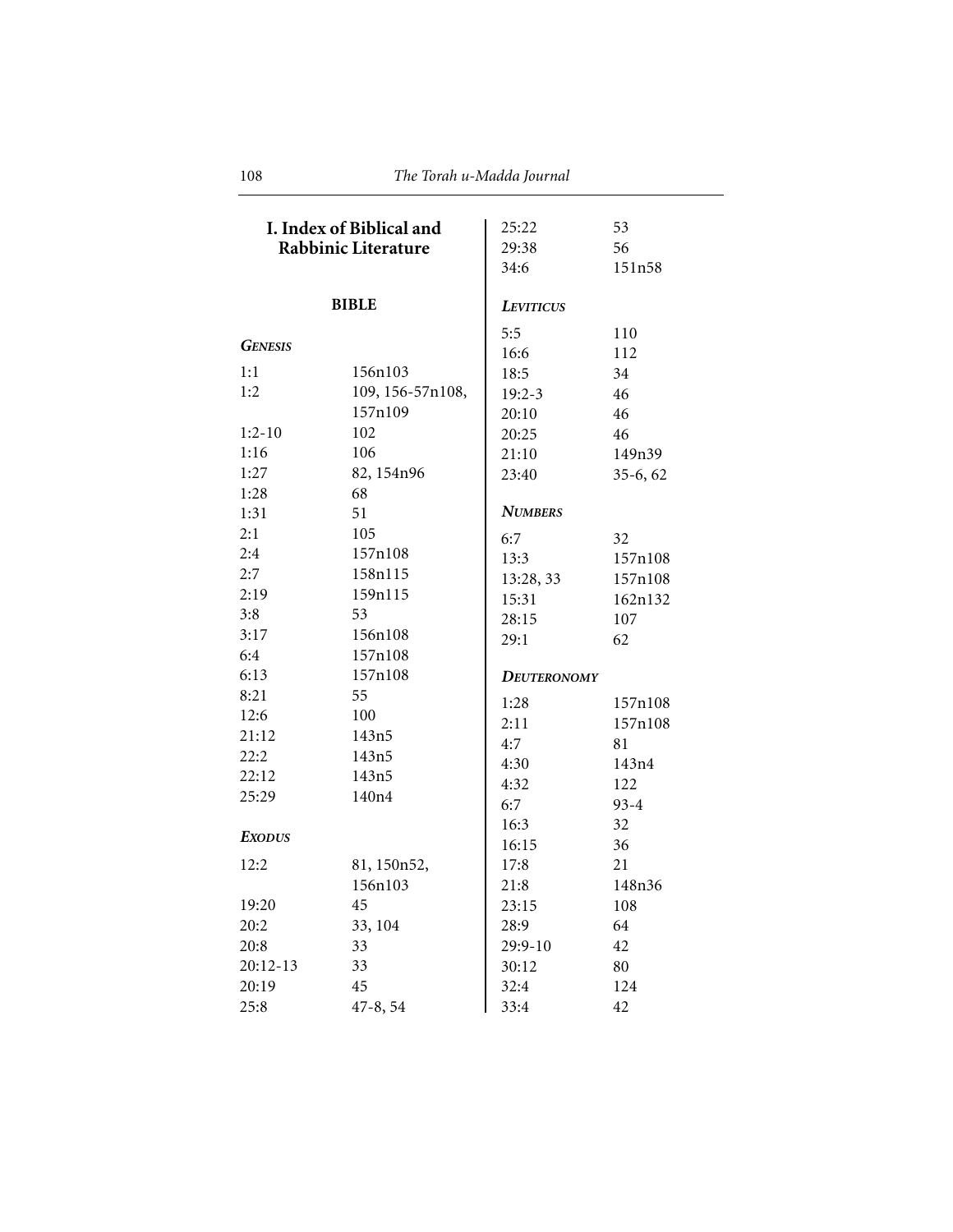## I. Index of Biblical and Rabbinic Literature

### BIBLE

***Genesis***

| | |
|---|---|
| 1:1 | 156n103 |
| 1:2 | 109, 156-57n108, 157n109 |
| 1:2-10 | 102 |
| 1:16 | 106 |
| 1:27 | 82, 154n96 |
| 1:28 | 68 |
| 1:31 | 51 |
| 2:1 | 105 |
| 2:4 | 157n108 |
| 2:7 | 158n115 |
| 2:19 | 159n115 |
| 3:8 | 53 |
| 3:17 | 156n108 |
| 6:4 | 157n108 |
| 6:13 | 157n108 |
| 8:21 | 55 |
| 12:6 | 100 |
| 21:12 | 143n5 |
| 22:2 | 143n5 |
| 22:12 | 143n5 |
| 25:29 | 140n4 |

***Exodus***

| | |
|---|---|
| 12:2 | 81, 150n52, 156n103 |
| 19:20 | 45 |
| 20:2 | 33, 104 |
| 20:8 | 33 |
| 20:12-13 | 33 |
| 20:19 | 45 |
| 25:8 | 47-8, 54 |
| 25:22 | 53 |
| 29:38 | 56 |
| 34:6 | 151n58 |

***Leviticus***

| | |
|---|---|
| 5:5 | 110 |
| 16:6 | 112 |
| 18:5 | 34 |
| 19:2-3 | 46 |
| 20:10 | 46 |
| 20:25 | 46 |
| 21:10 | 149n39 |
| 23:40 | 35-6, 62 |

***Numbers***

| | |
|---|---|
| 6:7 | 32 |
| 13:3 | 157n108 |
| 13:28, 33 | 157n108 |
| 15:31 | 162n132 |
| 28:15 | 107 |
| 29:1 | 62 |

***Deuteronomy***

| | |
|---|---|
| 1:28 | 157n108 |
| 2:11 | 157n108 |
| 4:7 | 81 |
| 4:30 | 143n4 |
| 4:32 | 122 |
| 6:7 | 93-4 |
| 16:3 | 32 |
| 16:15 | 36 |
| 17:8 | 21 |
| 21:8 | 148n36 |
| 23:15 | 108 |
| 28:9 | 64 |
| 29:9-10 | 42 |
| 30:12 | 80 |
| 32:4 | 124 |
| 33:4 | 42 |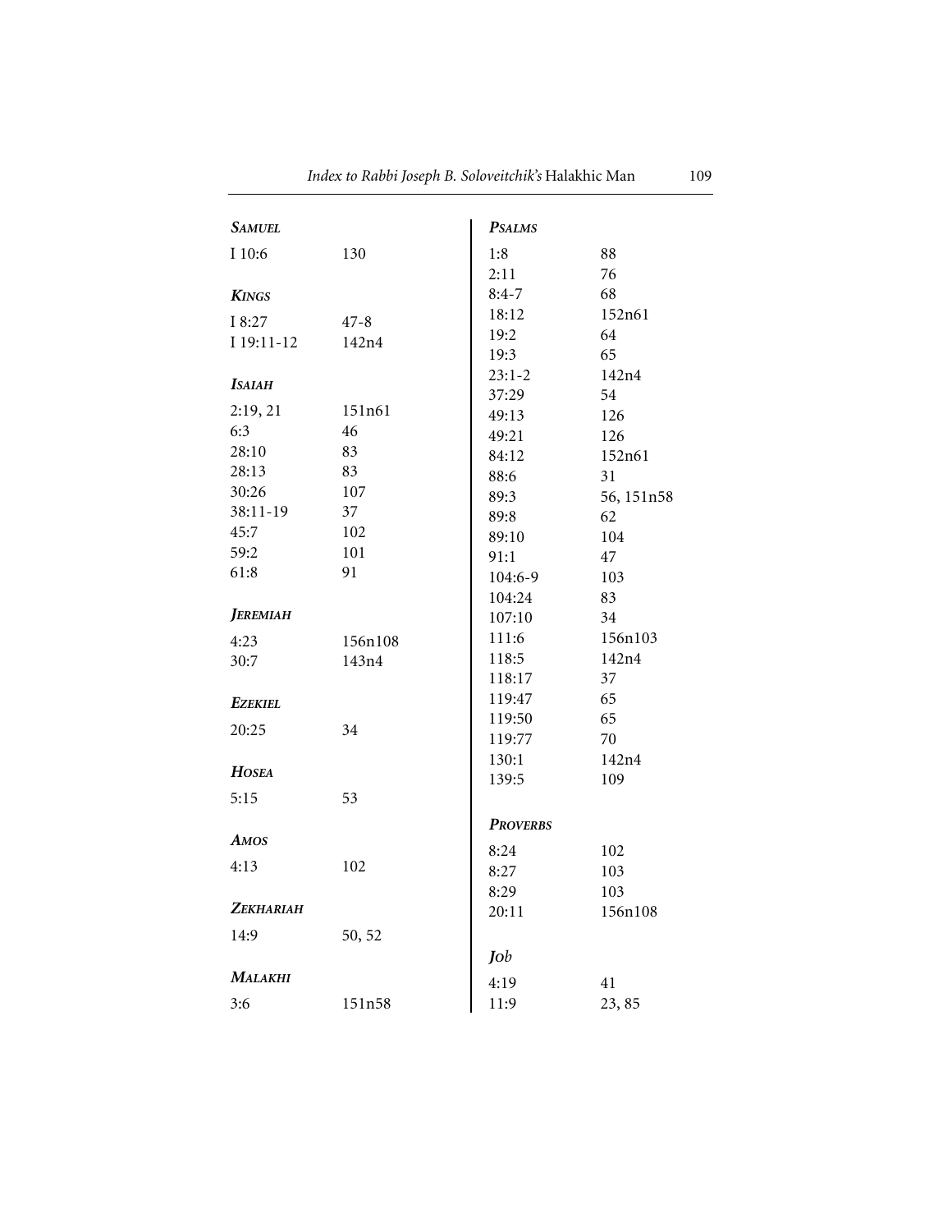### *Samuel*

| | |
|---|---|
| I 10:6 | 130 |

### *Kings*

| | |
|---|---|
| I 8:27 | 47-8 |
| I 19:11-12 | 142n4 |

### *Isaiah*

| | |
|---|---|
| 2:19, 21 | 151n61 |
| 6:3 | 46 |
| 28:10 | 83 |
| 28:13 | 83 |
| 30:26 | 107 |
| 38:11-19 | 37 |
| 45:7 | 102 |
| 59:2 | 101 |
| 61:8 | 91 |

### *Jeremiah*

| | |
|---|---|
| 4:23 | 156n108 |
| 30:7 | 143n4 |

### *Ezekiel*

| | |
|---|---|
| 20:25 | 34 |

### *Hosea*

| | |
|---|---|
| 5:15 | 53 |

### *Amos*

| | |
|---|---|
| 4:13 | 102 |

### *Zekhariah*

| | |
|---|---|
| 14:9 | 50, 52 |

### *Malakhi*

| | |
|---|---|
| 3:6 | 151n58 |

### *Psalms*

| | |
|---|---|
| 1:8 | 88 |
| 2:11 | 76 |
| 8:4-7 | 68 |
| 18:12 | 152n61 |
| 19:2 | 64 |
| 19:3 | 65 |
| 23:1-2 | 142n4 |
| 37:29 | 54 |
| 49:13 | 126 |
| 49:21 | 126 |
| 84:12 | 152n61 |
| 88:6 | 31 |
| 89:3 | 56, 151n58 |
| 89:8 | 62 |
| 89:10 | 104 |
| 91:1 | 47 |
| 104:6-9 | 103 |
| 104:24 | 83 |
| 107:10 | 34 |
| 111:6 | 156n103 |
| 118:5 | 142n4 |
| 118:17 | 37 |
| 119:47 | 65 |
| 119:50 | 65 |
| 119:77 | 70 |
| 130:1 | 142n4 |
| 139:5 | 109 |

### *Proverbs*

| | |
|---|---|
| 8:24 | 102 |
| 8:27 | 103 |
| 8:29 | 103 |
| 20:11 | 156n108 |

### *Job*

| | |
|---|---|
| 4:19 | 41 |
| 11:9 | 23, 85 |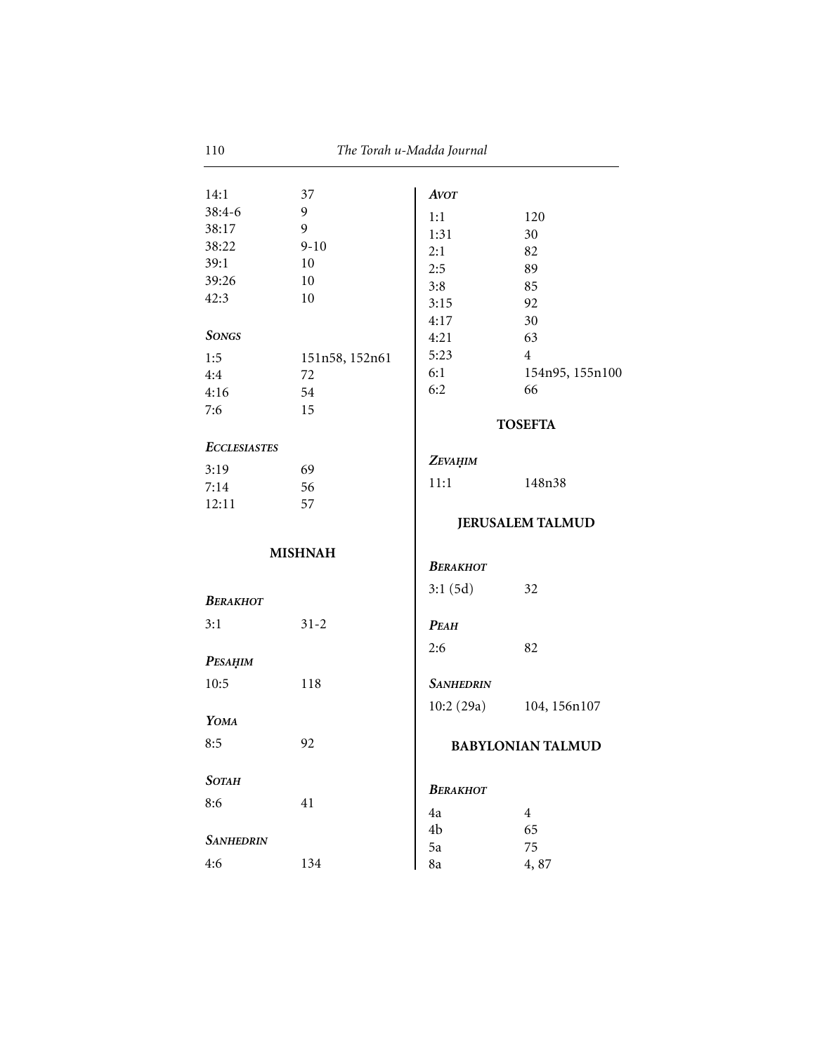| | |
|---|---|
| 14:1 | 37 |
| 38:4-6 | 9 |
| 38:17 | 9 |
| 38:22 | 9-10 |
| 39:1 | 10 |
| 39:26 | 10 |
| 42:3 | 10 |

***SONGS***

| | |
|---|---|
| 1:5 | 151n58, 152n61 |
| 4:4 | 72 |
| 4:16 | 54 |
| 7:6 | 15 |

***ECCLESIASTES***

| | |
|---|---|
| 3:19 | 69 |
| 7:14 | 56 |
| 12:11 | 57 |

## MISHNAH

***BERAKHOT***

| | |
|---|---|
| 3:1 | 31-2 |

***PESAḤIM***

| | |
|---|---|
| 10:5 | 118 |

***YOMA***

| | |
|---|---|
| 8:5 | 92 |

***SOTAH***

| | |
|---|---|
| 8:6 | 41 |

***SANHEDRIN***

| | |
|---|---|
| 4:6 | 134 |

***AVOT***

| | |
|---|---|
| 1:1 | 120 |
| 1:31 | 30 |
| 2:1 | 82 |
| 2:5 | 89 |
| 3:8 | 85 |
| 3:15 | 92 |
| 4:17 | 30 |
| 4:21 | 63 |
| 5:23 | 4 |
| 6:1 | 154n95, 155n100 |
| 6:2 | 66 |

## TOSEFTA

***ZEVAḤIM***

| | |
|---|---|
| 11:1 | 148n38 |

## JERUSALEM TALMUD

***BERAKHOT***

| | |
|---|---|
| 3:1 (5d) | 32 |

***PEAH***

| | |
|---|---|
| 2:6 | 82 |

***SANHEDRIN***

| | |
|---|---|
| 10:2 (29a) | 104, 156n107 |

## BABYLONIAN TALMUD

***BERAKHOT***

| | |
|---|---|
| 4a | 4 |
| 4b | 65 |
| 5a | 75 |
| 8a | 4, 87 |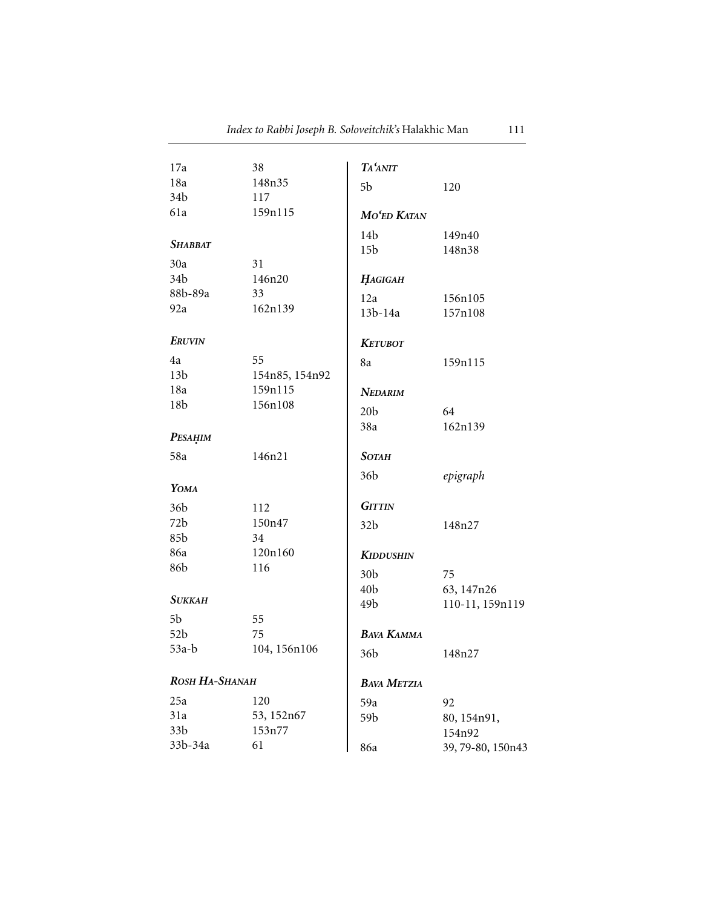| | |
|---|---|
| 17a | 38 |
| 18a | 148n35 |
| 34b | 117 |
| 61a | 159n115 |

***Shabbat***

| | |
|---|---|
| 30a | 31 |
| 34b | 146n20 |
| 88b-89a | 33 |
| 92a | 162n139 |

***Eruvin***

| | |
|---|---|
| 4a | 55 |
| 13b | 154n85, 154n92 |
| 18a | 159n115 |
| 18b | 156n108 |

***Pesaḥim***

| | |
|---|---|
| 58a | 146n21 |

***Yoma***

| | |
|---|---|
| 36b | 112 |
| 72b | 150n47 |
| 85b | 34 |
| 86a | 120n160 |
| 86b | 116 |

***Sukkah***

| | |
|---|---|
| 5b | 55 |
| 52b | 75 |
| 53a-b | 104, 156n106 |

***Rosh Ha-Shanah***

| | |
|---|---|
| 25a | 120 |
| 31a | 53, 152n67 |
| 33b | 153n77 |
| 33b-34a | 61 |

***Ta'anit***

| | |
|---|---|
| 5b | 120 |

***Mo'ed Katan***

| | |
|---|---|
| 14b | 149n40 |
| 15b | 148n38 |

***Ḥagigah***

| | |
|---|---|
| 12a | 156n105 |
| 13b-14a | 157n108 |

***Ketubot***

| | |
|---|---|
| 8a | 159n115 |

***Nedarim***

| | |
|---|---|
| 20b | 64 |
| 38a | 162n139 |

***Sotah***

| | |
|---|---|
| 36b | *epigraph* |

***Gittin***

| | |
|---|---|
| 32b | 148n27 |

***Kiddushin***

| | |
|---|---|
| 30b | 75 |
| 40b | 63, 147n26 |
| 49b | 110-11, 159n119 |

***Bava Kamma***

| | |
|---|---|
| 36b | 148n27 |

***Bava Metzia***

| | |
|---|---|
| 59a | 92 |
| 59b | 80, 154n91, 154n92 |
| 86a | 39, 79-80, 150n43 |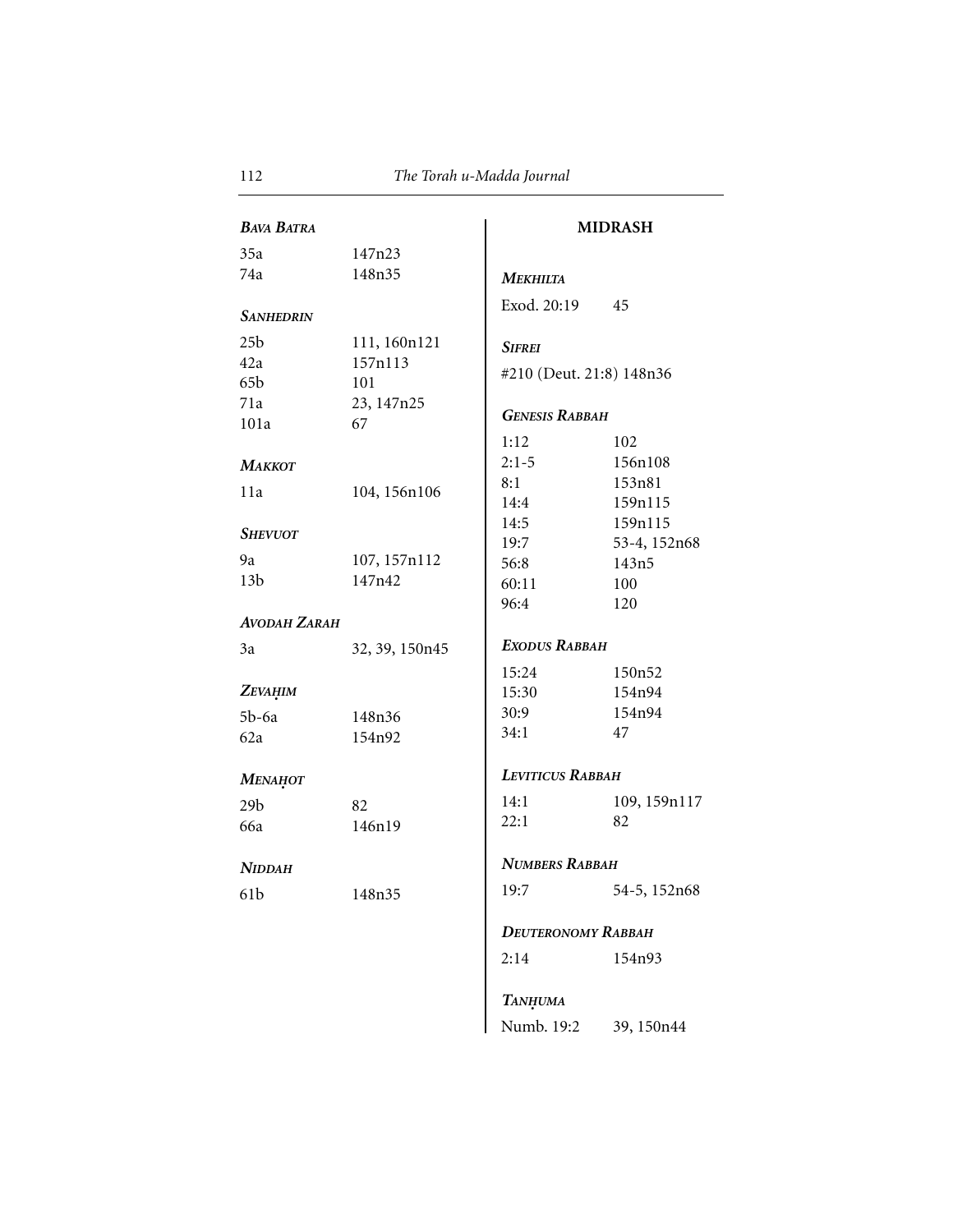***Bava Batra***

| | |
|---|---|
| 35a | 147n23 |
| 74a | 148n35 |

***Sanhedrin***

| | |
|---|---|
| 25b | 111, 160n121 |
| 42a | 157n113 |
| 65b | 101 |
| 71a | 23, 147n25 |
| 101a | 67 |

***Makkot***

| | |
|---|---|
| 11a | 104, 156n106 |

***Shevuot***

| | |
|---|---|
| 9a | 107, 157n112 |
| 13b | 147n42 |

***Avodah Zarah***

| | |
|---|---|
| 3a | 32, 39, 150n45 |

***Zevaḥim***

| | |
|---|---|
| 5b-6a | 148n36 |
| 62a | 154n92 |

***Menaḥot***

| | |
|---|---|
| 29b | 82 |
| 66a | 146n19 |

***Niddah***

| | |
|---|---|
| 61b | 148n35 |

## MIDRASH

***Mekhilta***

| | |
|---|---|
| Exod. 20:19 | 45 |

***Sifrei***

#210 (Deut. 21:8) 148n36

***Genesis Rabbah***

| | |
|---|---|
| 1:12 | 102 |
| 2:1-5 | 156n108 |
| 8:1 | 153n81 |
| 14:4 | 159n115 |
| 14:5 | 159n115 |
| 19:7 | 53-4, 152n68 |
| 56:8 | 143n5 |
| 60:11 | 100 |
| 96:4 | 120 |

***Exodus Rabbah***

| | |
|---|---|
| 15:24 | 150n52 |
| 15:30 | 154n94 |
| 30:9 | 154n94 |
| 34:1 | 47 |

***Leviticus Rabbah***

| | |
|---|---|
| 14:1 | 109, 159n117 |
| 22:1 | 82 |

***Numbers Rabbah***

| | |
|---|---|
| 19:7 | 54-5, 152n68 |

***Deuteronomy Rabbah***

| | |
|---|---|
| 2:14 | 154n93 |

***Tanḥuma***

| | |
|---|---|
| Numb. 19:2 | 39, 150n44 |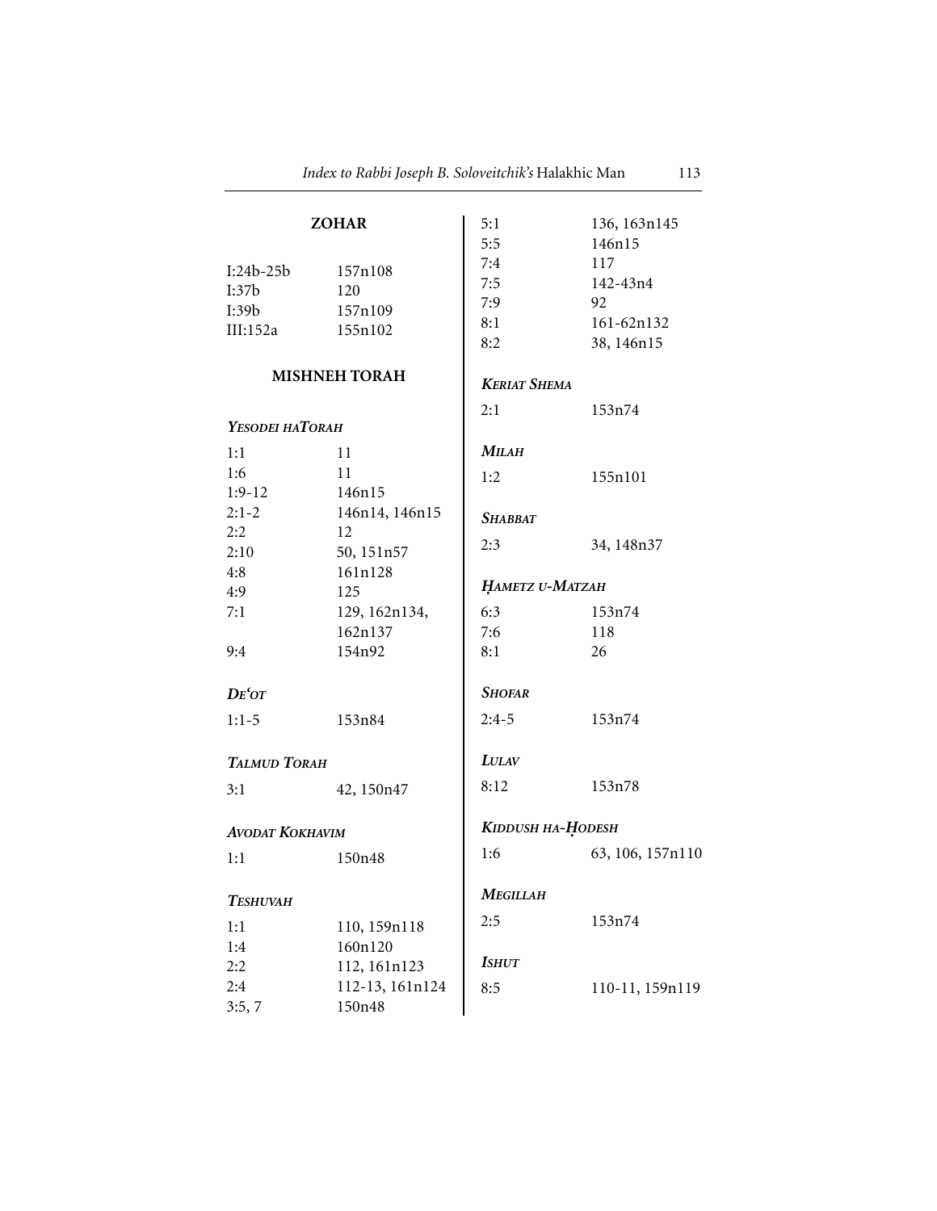## ZOHAR

| | |
|---|---|
| I:24b-25b | 157n108 |
| I:37b | 120 |
| I:39b | 157n109 |
| III:152a | 155n102 |

## MISHNEH TORAH

### *Yesodei haTorah*

| | |
|---|---|
| 1:1 | 11 |
| 1:6 | 11 |
| 1:9-12 | 146n15 |
| 2:1-2 | 146n14, 146n15 |
| 2:2 | 12 |
| 2:10 | 50, 151n57 |
| 4:8 | 161n128 |
| 4:9 | 125 |
| 7:1 | 129, 162n134, 162n137 |
| 9:4 | 154n92 |

### *De'ot*

| | |
|---|---|
| 1:1-5 | 153n84 |

### *Talmud Torah*

| | |
|---|---|
| 3:1 | 42, 150n47 |

### *Avodat Kokhavim*

| | |
|---|---|
| 1:1 | 150n48 |

### *Teshuvah*

| | |
|---|---|
| 1:1 | 110, 159n118 |
| 1:4 | 160n120 |
| 2:2 | 112, 161n123 |
| 2:4 | 112-13, 161n124 |
| 3:5, 7 | 150n48 |
| 5:1 | 136, 163n145 |
| 5:5 | 146n15 |
| 7:4 | 117 |
| 7:5 | 142-43n4 |
| 7:9 | 92 |
| 8:1 | 161-62n132 |
| 8:2 | 38, 146n15 |

### *Keriat Shema*

| | |
|---|---|
| 2:1 | 153n74 |

### *Milah*

| | |
|---|---|
| 1:2 | 155n101 |

### *Shabbat*

| | |
|---|---|
| 2:3 | 34, 148n37 |

### *Ḥametz u-Matzah*

| | |
|---|---|
| 6:3 | 153n74 |
| 7:6 | 118 |
| 8:1 | 26 |

### *Shofar*

| | |
|---|---|
| 2:4-5 | 153n74 |

### *Lulav*

| | |
|---|---|
| 8:12 | 153n78 |

### *Kiddush ha-Ḥodesh*

| | |
|---|---|
| 1:6 | 63, 106, 157n110 |

### *Megillah*

| | |
|---|---|
| 2:5 | 153n74 |

### *Ishut*

| | |
|---|---|
| 8:5 | 110-11, 159n119 |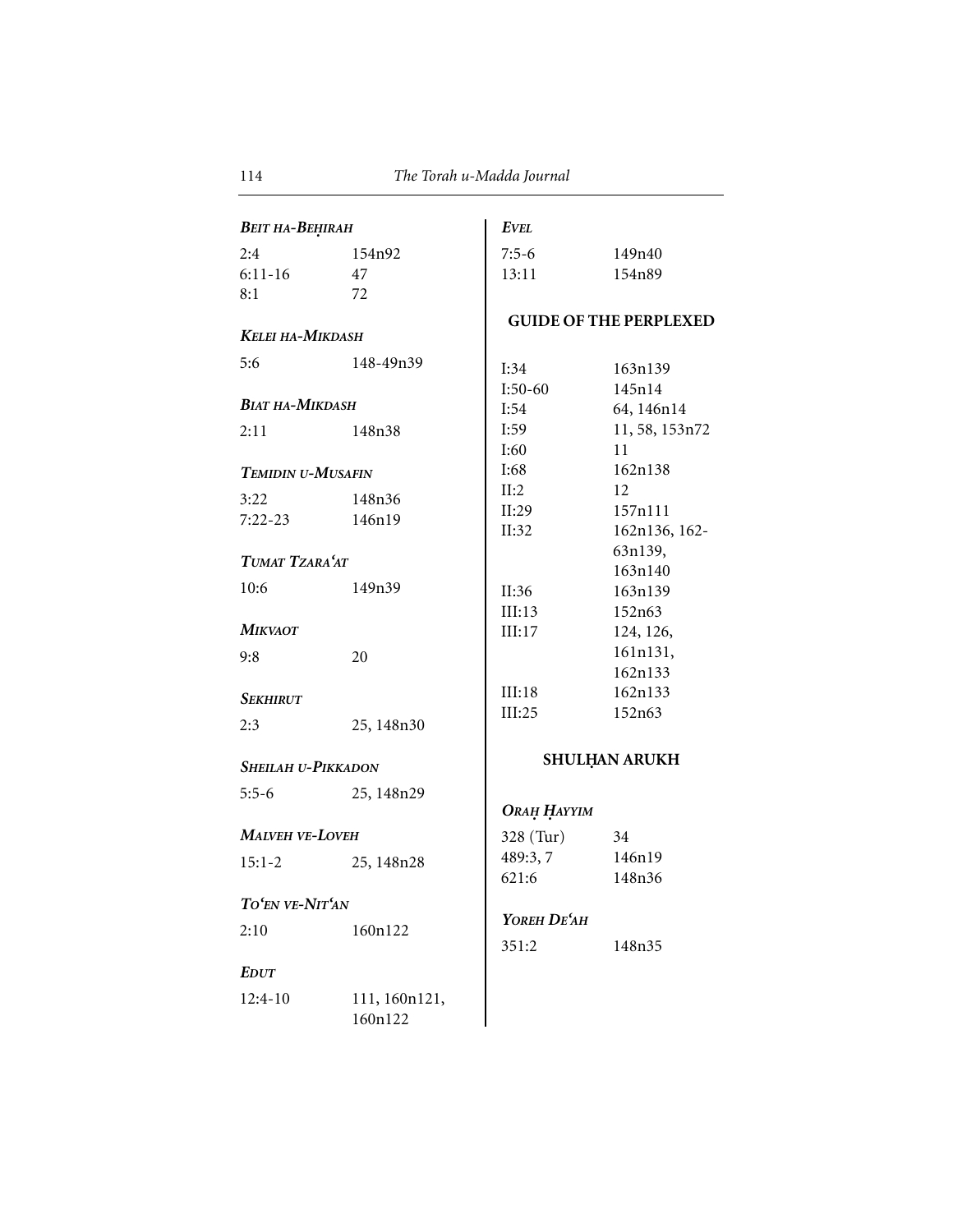***Beit ha-Beḥirah***

| | |
|---|---|
| 2:4 | 154n92 |
| 6:11-16 | 47 |
| 8:1 | 72 |

***Kelei ha-Mikdash***

| | |
|---|---|
| 5:6 | 148-49n39 |

***Biat ha-Mikdash***

| | |
|---|---|
| 2:11 | 148n38 |

***Temidin u-Musafin***

| | |
|---|---|
| 3:22 | 148n36 |
| 7:22-23 | 146n19 |

***Tumat Tzara'at***

| | |
|---|---|
| 10:6 | 149n39 |

***Mikvaot***

| | |
|---|---|
| 9:8 | 20 |

***Sekhirut***

| | |
|---|---|
| 2:3 | 25, 148n30 |

***Sheilah u-Pikkadon***

| | |
|---|---|
| 5:5-6 | 25, 148n29 |

***Malveh ve-Loveh***

| | |
|---|---|
| 15:1-2 | 25, 148n28 |

***To'en ve-Nit'an***

| | |
|---|---|
| 2:10 | 160n122 |

***Edut***

| | |
|---|---|
| 12:4-10 | 111, 160n121, 160n122 |

***Evel***

| | |
|---|---|
| 7:5-6 | 149n40 |
| 13:11 | 154n89 |

## GUIDE OF THE PERPLEXED

| | |
|---|---|
| I:34 | 163n139 |
| I:50-60 | 145n14 |
| I:54 | 64, 146n14 |
| I:59 | 11, 58, 153n72 |
| I:60 | 11 |
| I:68 | 162n138 |
| II:2 | 12 |
| II:29 | 157n111 |
| II:32 | 162n136, 162-63n139, 163n140 |
| II:36 | 163n139 |
| III:13 | 152n63 |
| III:17 | 124, 126, 161n131, 162n133 |
| III:18 | 162n133 |
| III:25 | 152n63 |

## SHULḤAN ARUKH

***Oraḥ Ḥayyim***

| | |
|---|---|
| 328 (Tur) | 34 |
| 489:3, 7 | 146n19 |
| 621:6 | 148n36 |

***Yoreh De'ah***

| | |
|---|---|
| 351:2 | 148n35 |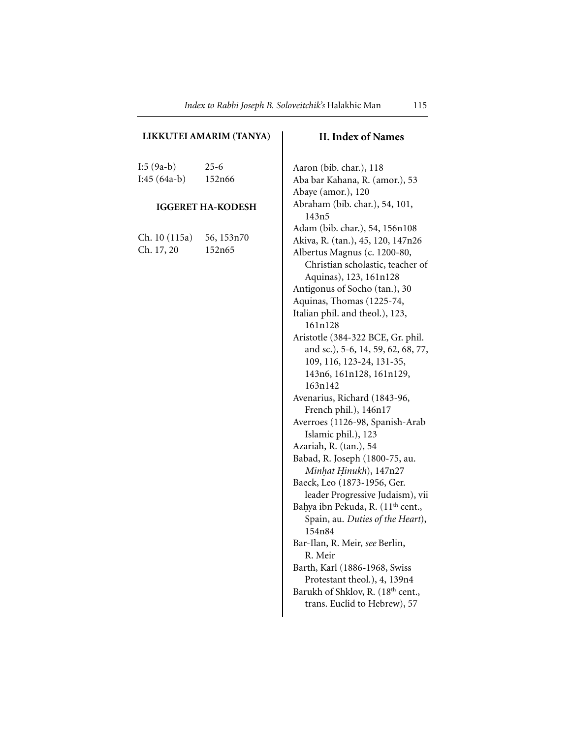### LIKKUTEI AMARIM (TANYA)

| | |
|---|---|
| I:5 (9a-b) | 25-6 |
| I:45 (64a-b) | 152n66 |

### IGGERET HA-KODESH

| | |
|---|---|
| Ch. 10 (115a) | 56, 153n70 |
| Ch. 17, 20 | 152n65 |

## II. Index of Names

Aaron (bib. char.), 118

Aba bar Kahana, R. (amor.), 53

Abaye (amor.), 120

Abraham (bib. char.), 54, 101, 143n5

Adam (bib. char.), 54, 156n108

Akiva, R. (tan.), 45, 120, 147n26

Albertus Magnus (c. 1200-80, Christian scholastic, teacher of Aquinas), 123, 161n128

Antigonus of Socho (tan.), 30

Aquinas, Thomas (1225-74, Italian phil. and theol.), 123, 161n128

Aristotle (384-322 BCE, Gr. phil. and sc.), 5-6, 14, 59, 62, 68, 77, 109, 116, 123-24, 131-35, 143n6, 161n128, 161n129, 163n142

Avenarius, Richard (1843-96, French phil.), 146n17

Averroes (1126-98, Spanish-Arab Islamic phil.), 123

Azariah, R. (tan.), 54

Babad, R. Joseph (1800-75, au. *Minḥat Ḥinukh*), 147n27

Baeck, Leo (1873-1956, Ger. leader Progressive Judaism), vii

Baḥya ibn Pekuda, R. (11th cent., Spain, au. *Duties of the Heart*), 154n84

Bar-Ilan, R. Meir, *see* Berlin, R. Meir

Barth, Karl (1886-1968, Swiss Protestant theol.), 4, 139n4

Barukh of Shklov, R. (18th cent., trans. Euclid to Hebrew), 57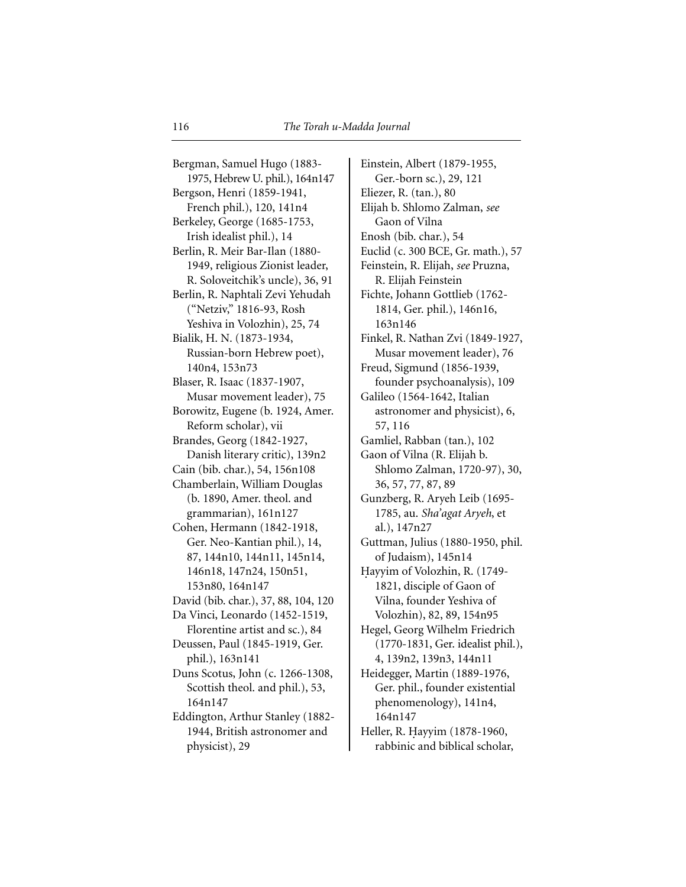Bergman, Samuel Hugo (1883-1975, Hebrew U. phil.), 164n147

Bergson, Henri (1859-1941, French phil.), 120, 141n4

Berkeley, George (1685-1753, Irish idealist phil.), 14

Berlin, R. Meir Bar-Ilan (1880-1949, religious Zionist leader, R. Soloveitchik's uncle), 36, 91

Berlin, R. Naphtali Zevi Yehudah ("Netziv," 1816-93, Rosh Yeshiva in Volozhin), 25, 74

Bialik, H. N. (1873-1934, Russian-born Hebrew poet), 140n4, 153n73

Blaser, R. Isaac (1837-1907, Musar movement leader), 75

Borowitz, Eugene (b. 1924, Amer. Reform scholar), vii

Brandes, Georg (1842-1927, Danish literary critic), 139n2

Cain (bib. char.), 54, 156n108

Chamberlain, William Douglas (b. 1890, Amer. theol. and grammarian), 161n127

Cohen, Hermann (1842-1918, Ger. Neo-Kantian phil.), 14, 87, 144n10, 144n11, 145n14, 146n18, 147n24, 150n51, 153n80, 164n147

David (bib. char.), 37, 88, 104, 120

Da Vinci, Leonardo (1452-1519, Florentine artist and sc.), 84

Deussen, Paul (1845-1919, Ger. phil.), 163n141

Duns Scotus, John (c. 1266-1308, Scottish theol. and phil.), 53, 164n147

Eddington, Arthur Stanley (1882-1944, British astronomer and physicist), 29

Einstein, Albert (1879-1955, Ger.-born sc.), 29, 121

Eliezer, R. (tan.), 80

Elijah b. Shlomo Zalman, *see* Gaon of Vilna

Enosh (bib. char.), 54

Euclid (c. 300 BCE, Gr. math.), 57

Feinstein, R. Elijah, *see* Pruzna, R. Elijah Feinstein

Fichte, Johann Gottlieb (1762-1814, Ger. phil.), 146n16, 163n146

Finkel, R. Nathan Zvi (1849-1927, Musar movement leader), 76

Freud, Sigmund (1856-1939, founder psychoanalysis), 109

Galileo (1564-1642, Italian astronomer and physicist), 6, 57, 116

Gamliel, Rabban (tan.), 102

Gaon of Vilna (R. Elijah b. Shlomo Zalman, 1720-97), 30, 36, 57, 77, 87, 89

Gunzberg, R. Aryeh Leib (1695-1785, au. *Sha'agat Aryeh*, et al.), 147n27

Guttman, Julius (1880-1950, phil. of Judaism), 145n14

Ḥayyim of Volozhin, R. (1749-1821, disciple of Gaon of Vilna, founder Yeshiva of Volozhin), 82, 89, 154n95

Hegel, Georg Wilhelm Friedrich (1770-1831, Ger. idealist phil.), 4, 139n2, 139n3, 144n11

Heidegger, Martin (1889-1976, Ger. phil., founder existential phenomenology), 141n4, 164n147

Heller, R. Ḥayyim (1878-1960, rabbinic and biblical scholar,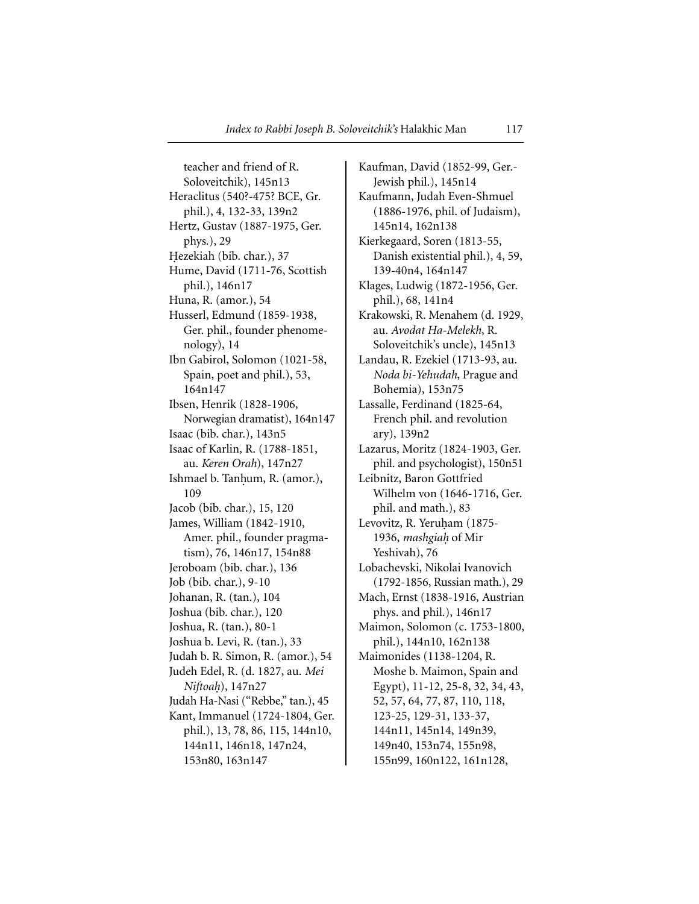teacher and friend of R. Soloveitchik), 145n13

Heraclitus (540?-475? BCE, Gr. phil.), 4, 132-33, 139n2

Hertz, Gustav (1887-1975, Ger. phys.), 29

Ḥezekiah (bib. char.), 37

Hume, David (1711-76, Scottish phil.), 146n17

Huna, R. (amor.), 54

Husserl, Edmund (1859-1938, Ger. phil., founder phenomenology), 14

Ibn Gabirol, Solomon (1021-58, Spain, poet and phil.), 53, 164n147

Ibsen, Henrik (1828-1906, Norwegian dramatist), 164n147

Isaac (bib. char.), 143n5

Isaac of Karlin, R. (1788-1851, au. *Keren Orah*), 147n27

Ishmael b. Tanḥum, R. (amor.), 109

Jacob (bib. char.), 15, 120

James, William (1842-1910, Amer. phil., founder pragmatism), 76, 146n17, 154n88

Jeroboam (bib. char.), 136

Job (bib. char.), 9-10

Johanan, R. (tan.), 104

Joshua (bib. char.), 120

Joshua, R. (tan.), 80-1

Joshua b. Levi, R. (tan.), 33

Judah b. R. Simon, R. (amor.), 54

Judeh Edel, R. (d. 1827, au. *Mei Niftoaḥ*), 147n27

Judah Ha-Nasi ("Rebbe," tan.), 45

Kant, Immanuel (1724-1804, Ger. phil.), 13, 78, 86, 115, 144n10, 144n11, 146n18, 147n24, 153n80, 163n147

Kaufman, David (1852-99, Ger.-Jewish phil.), 145n14

Kaufmann, Judah Even-Shmuel (1886-1976, phil. of Judaism), 145n14, 162n138

Kierkegaard, Soren (1813-55, Danish existential phil.), 4, 59, 139-40n4, 164n147

Klages, Ludwig (1872-1956, Ger. phil.), 68, 141n4

Krakowski, R. Menahem (d. 1929, au. *Avodat Ha-Melekh*, R. Soloveitchik's uncle), 145n13

Landau, R. Ezekiel (1713-93, au. *Noda bi-Yehudah*, Prague and Bohemia), 153n75

Lassalle, Ferdinand (1825-64, French phil. and revolution ary), 139n2

Lazarus, Moritz (1824-1903, Ger. phil. and psychologist), 150n51

Leibnitz, Baron Gottfried Wilhelm von (1646-1716, Ger. phil. and math.), 83

Levovitz, R. Yeruḥam (1875-1936, *mashgiaḥ* of Mir Yeshivah), 76

Lobachevski, Nikolai Ivanovich (1792-1856, Russian math.), 29

Mach, Ernst (1838-1916, Austrian phys. and phil.), 146n17

Maimon, Solomon (c. 1753-1800, phil.), 144n10, 162n138

Maimonides (1138-1204, R. Moshe b. Maimon, Spain and Egypt), 11-12, 25-8, 32, 34, 43, 52, 57, 64, 77, 87, 110, 118, 123-25, 129-31, 133-37, 144n11, 145n14, 149n39, 149n40, 153n74, 155n98, 155n99, 160n122, 161n128,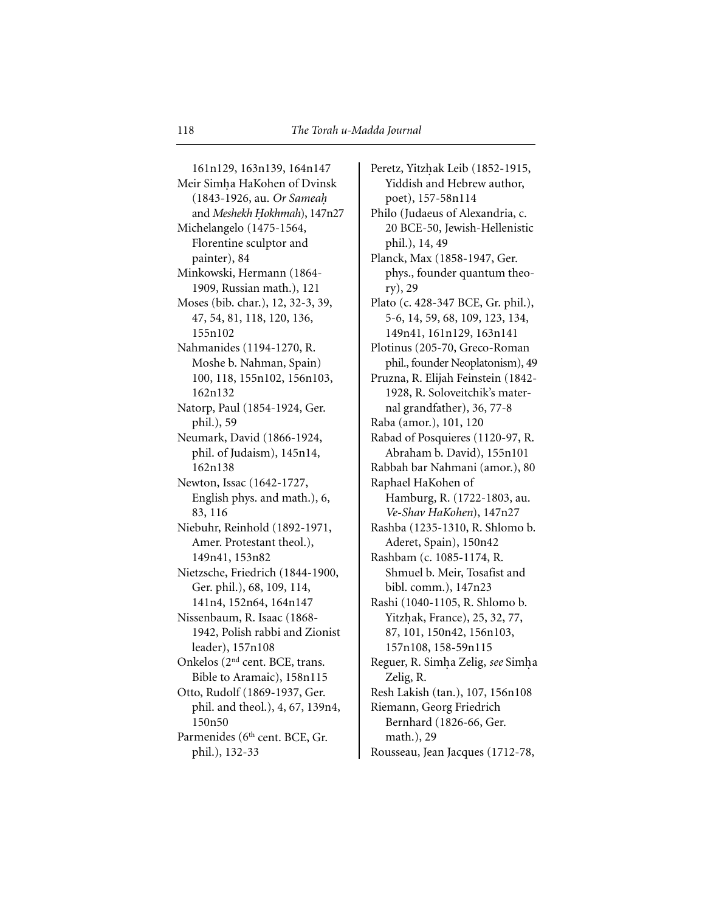161n129, 163n139, 164n147

Meir Simḥa HaKohen of Dvinsk (1843-1926, au. *Or Sameaḥ* and *Meshekh Ḥokhmah*), 147n27

Michelangelo (1475-1564, Florentine sculptor and painter), 84

Minkowski, Hermann (1864-1909, Russian math.), 121

Moses (bib. char.), 12, 32-3, 39, 47, 54, 81, 118, 120, 136, 155n102

Nahmanides (1194-1270, R. Moshe b. Nahman, Spain) 100, 118, 155n102, 156n103, 162n132

Natorp, Paul (1854-1924, Ger. phil.), 59

Neumark, David (1866-1924, phil. of Judaism), 145n14, 162n138

Newton, Issac (1642-1727, English phys. and math.), 6, 83, 116

Niebuhr, Reinhold (1892-1971, Amer. Protestant theol.), 149n41, 153n82

Nietzsche, Friedrich (1844-1900, Ger. phil.), 68, 109, 114, 141n4, 152n64, 164n147

Nissenbaum, R. Isaac (1868-1942, Polish rabbi and Zionist leader), 157n108

Onkelos (2nd cent. BCE, trans. Bible to Aramaic), 158n115

Otto, Rudolf (1869-1937, Ger. phil. and theol.), 4, 67, 139n4, 150n50

Parmenides (6th cent. BCE, Gr. phil.), 132-33

Peretz, Yitzḥak Leib (1852-1915, Yiddish and Hebrew author, poet), 157-58n114

Philo (Judaeus of Alexandria, c. 20 BCE-50, Jewish-Hellenistic phil.), 14, 49

Planck, Max (1858-1947, Ger. phys., founder quantum theory), 29

Plato (c. 428-347 BCE, Gr. phil.), 5-6, 14, 59, 68, 109, 123, 134, 149n41, 161n129, 163n141

Plotinus (205-70, Greco-Roman phil., founder Neoplatonism), 49

Pruzna, R. Elijah Feinstein (1842-1928, R. Soloveitchik's maternal grandfather), 36, 77-8

Raba (amor.), 101, 120

Rabad of Posquieres (1120-97, R. Abraham b. David), 155n101

Rabbah bar Nahmani (amor.), 80

Raphael HaKohen of Hamburg, R. (1722-1803, au. *Ve-Shav HaKohen*), 147n27

Rashba (1235-1310, R. Shlomo b. Aderet, Spain), 150n42

Rashbam (c. 1085-1174, R. Shmuel b. Meir, Tosafist and bibl. comm.), 147n23

Rashi (1040-1105, R. Shlomo b. Yitzḥak, France), 25, 32, 77, 87, 101, 150n42, 156n103, 157n108, 158-59n115

Reguer, R. Simḥa Zelig, *see* Simḥa Zelig, R.

Resh Lakish (tan.), 107, 156n108

Riemann, Georg Friedrich Bernhard (1826-66, Ger. math.), 29

Rousseau, Jean Jacques (1712-78,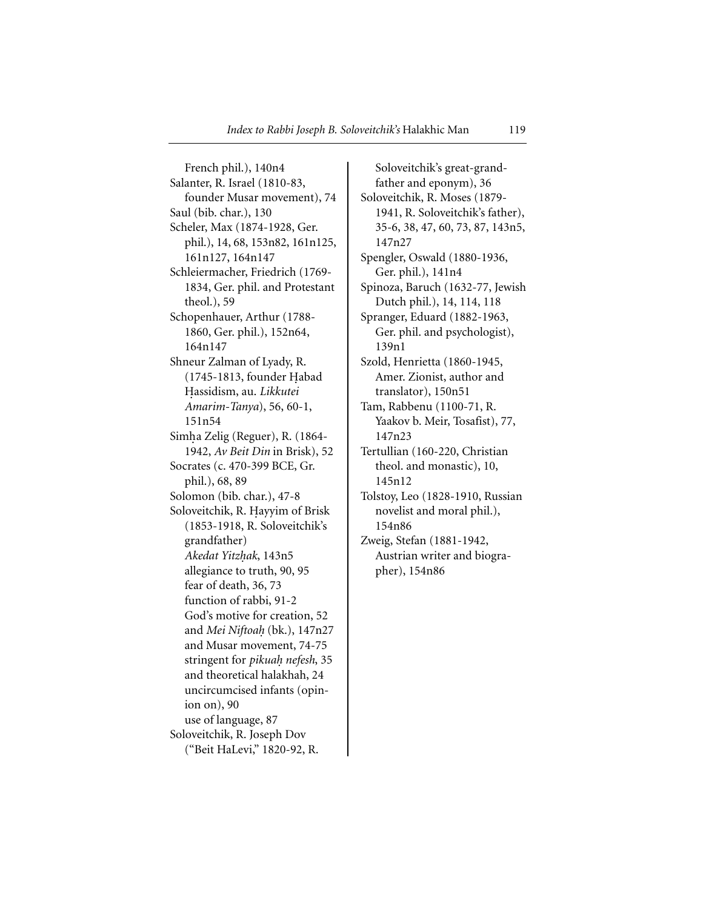French phil.), 140n4

Salanter, R. Israel (1810-83, founder Musar movement), 74

Saul (bib. char.), 130

Scheler, Max (1874-1928, Ger. phil.), 14, 68, 153n82, 161n125, 161n127, 164n147

Schleiermacher, Friedrich (1769-1834, Ger. phil. and Protestant theol.), 59

Schopenhauer, Arthur (1788-1860, Ger. phil.), 152n64, 164n147

Shneur Zalman of Lyady, R. (1745-1813, founder Ḥabad Ḥassidism, au. *Likkutei Amarim-Tanya*), 56, 60-1, 151n54

Simḥa Zelig (Reguer), R. (1864-1942, *Av Beit Din* in Brisk), 52

Socrates (c. 470-399 BCE, Gr. phil.), 68, 89

Solomon (bib. char.), 47-8

Soloveitchik, R. Ḥayyim of Brisk (1853-1918, R. Soloveitchik's grandfather)
- *Akedat Yitzḥak*, 143n5
- allegiance to truth, 90, 95
- fear of death, 36, 73
- function of rabbi, 91-2
- God's motive for creation, 52
- and *Mei Niftoaḥ* (bk.), 147n27
- and Musar movement, 74-75
- stringent for *pikuaḥ nefesh*, 35
- and theoretical halakhah, 24
- uncircumcised infants (opinion on), 90
- use of language, 87

Soloveitchik, R. Joseph Dov ("Beit HaLevi," 1820-92, R. Soloveitchik's great-grandfather and eponym), 36

Soloveitchik, R. Moses (1879-1941, R. Soloveitchik's father), 35-6, 38, 47, 60, 73, 87, 143n5, 147n27

Spengler, Oswald (1880-1936, Ger. phil.), 141n4

Spinoza, Baruch (1632-77, Jewish Dutch phil.), 14, 114, 118

Spranger, Eduard (1882-1963, Ger. phil. and psychologist), 139n1

Szold, Henrietta (1860-1945, Amer. Zionist, author and translator), 150n51

Tam, Rabbenu (1100-71, R. Yaakov b. Meir, Tosafist), 77, 147n23

Tertullian (160-220, Christian theol. and monastic), 10, 145n12

Tolstoy, Leo (1828-1910, Russian novelist and moral phil.), 154n86

Zweig, Stefan (1881-1942, Austrian writer and biographer), 154n86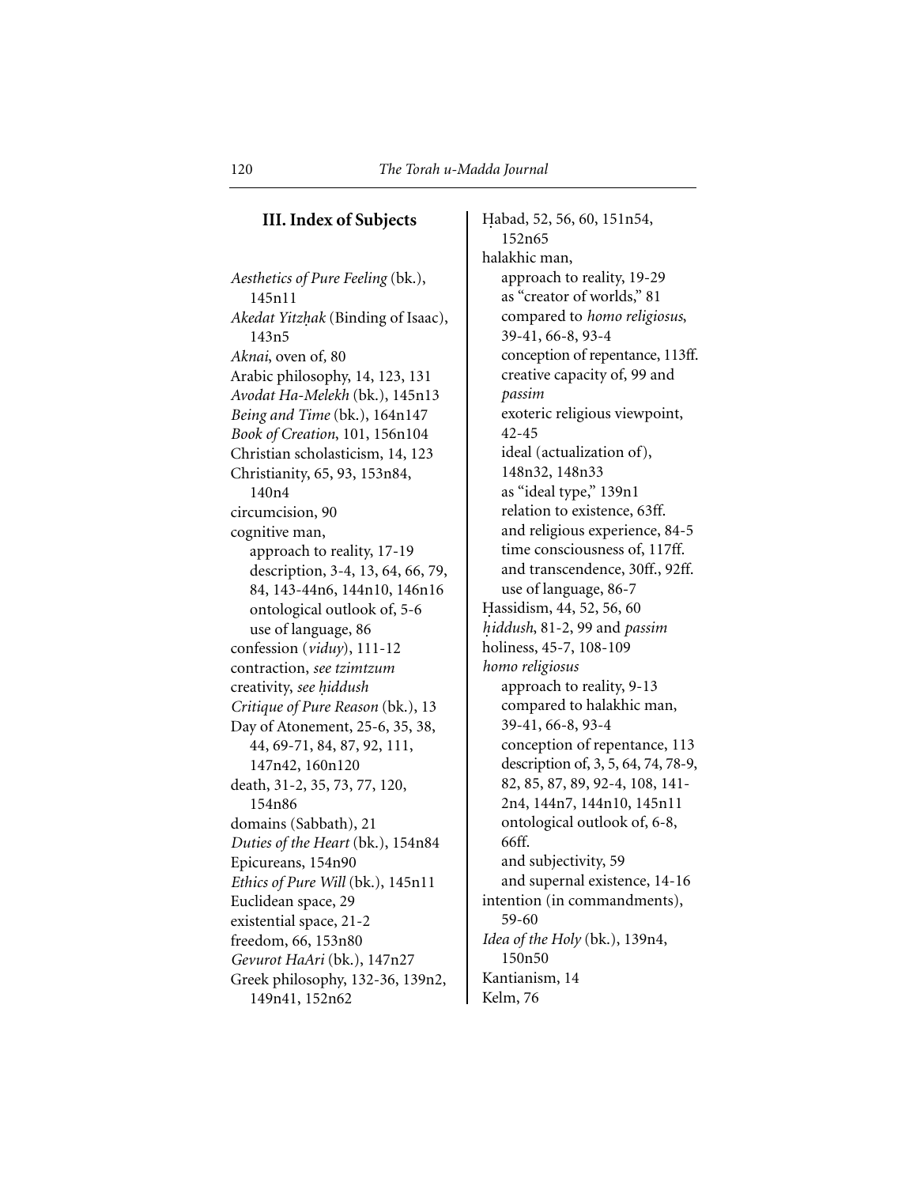### III. Index of Subjects

*Aesthetics of Pure Feeling* (bk.), 145n11
*Akedat Yitzḥak* (Binding of Isaac), 143n5
*Aknai*, oven of, 80
Arabic philosophy, 14, 123, 131
*Avodat Ha-Melekh* (bk.), 145n13
*Being and Time* (bk.), 164n147
*Book of Creation*, 101, 156n104
Christian scholasticism, 14, 123
Christianity, 65, 93, 153n84, 140n4
circumcision, 90
cognitive man,
- approach to reality, 17-19
- description, 3-4, 13, 64, 66, 79, 84, 143-44n6, 144n10, 146n16
- ontological outlook of, 5-6
- use of language, 86

confession (*viduy*), 111-12
contraction, *see tzimtzum*
creativity, *see ḥiddush*
*Critique of Pure Reason* (bk.), 13
Day of Atonement, 25-6, 35, 38, 44, 69-71, 84, 87, 92, 111, 147n42, 160n120
death, 31-2, 35, 73, 77, 120, 154n86
domains (Sabbath), 21
*Duties of the Heart* (bk.), 154n84
Epicureans, 154n90
*Ethics of Pure Will* (bk.), 145n11
Euclidean space, 29
existential space, 21-2
freedom, 66, 153n80
*Gevurot HaAri* (bk.), 147n27
Greek philosophy, 132-36, 139n2, 149n41, 152n62
Ḥabad, 52, 56, 60, 151n54, 152n65
halakhic man,
- approach to reality, 19-29
- as "creator of worlds," 81
- compared to *homo religiosus*, 39-41, 66-8, 93-4
- conception of repentance, 113ff.
- creative capacity of, 99 and *passim*
- exoteric religious viewpoint, 42-45
- ideal (actualization of), 148n32, 148n33
- as "ideal type," 139n1
- relation to existence, 63ff.
- and religious experience, 84-5
- time consciousness of, 117ff.
- and transcendence, 30ff., 92ff.
- use of language, 86-7

Ḥassidism, 44, 52, 56, 60
*ḥiddush*, 81-2, 99 and *passim*
holiness, 45-7, 108-109
*homo religiosus*
- approach to reality, 9-13
- compared to halakhic man, 39-41, 66-8, 93-4
- conception of repentance, 113
- description of, 3, 5, 64, 74, 78-9, 82, 85, 87, 89, 92-4, 108, 141-2n4, 144n7, 144n10, 145n11
- ontological outlook of, 6-8, 66ff.
- and subjectivity, 59
- and supernal existence, 14-16

intention (in commandments), 59-60
*Idea of the Holy* (bk.), 139n4, 150n50
Kantianism, 14
Kelm, 76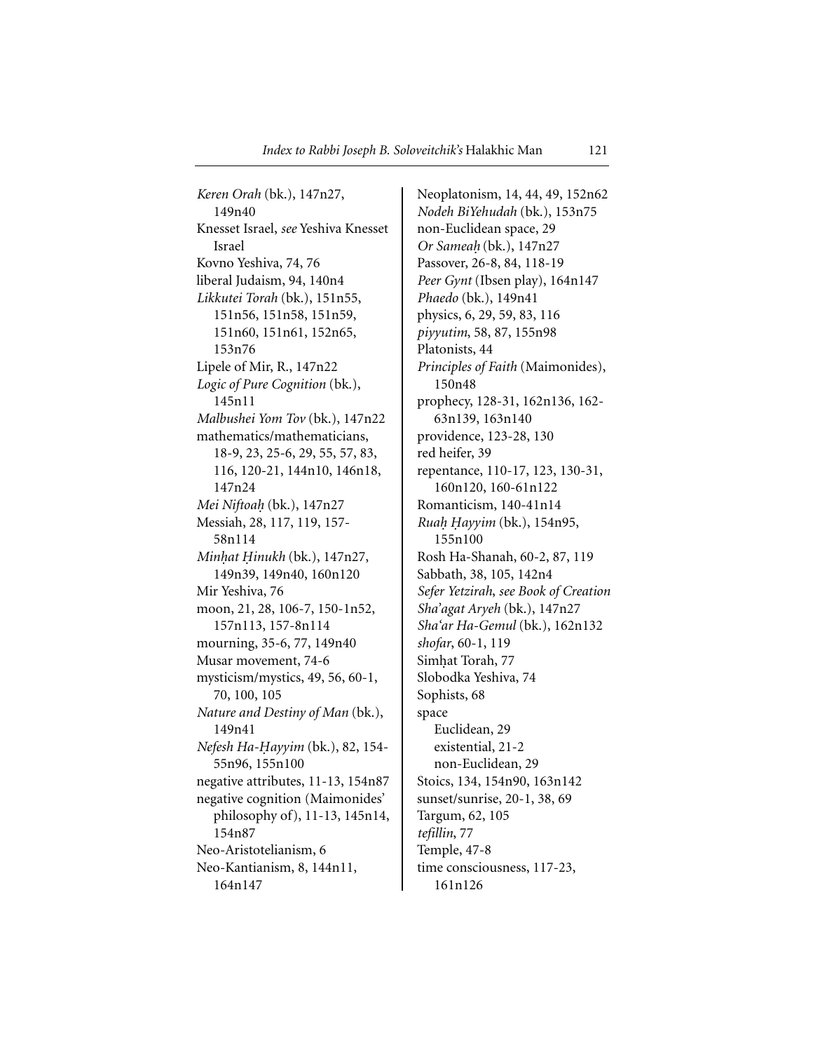*Keren Orah* (bk.), 147n27, 149n40
Knesset Israel, *see* Yeshiva Knesset Israel
Kovno Yeshiva, 74, 76
liberal Judaism, 94, 140n4
*Likkutei Torah* (bk.), 151n55, 151n56, 151n58, 151n59, 151n60, 151n61, 152n65, 153n76
Lipele of Mir, R., 147n22
*Logic of Pure Cognition* (bk.), 145n11
*Malbushei Yom Tov* (bk.), 147n22
mathematics/mathematicians, 18-9, 23, 25-6, 29, 55, 57, 83, 116, 120-21, 144n10, 146n18, 147n24
*Mei Niftoaḥ* (bk.), 147n27
Messiah, 28, 117, 119, 157-58n114
*Minḥat Ḥinukh* (bk.), 147n27, 149n39, 149n40, 160n120
Mir Yeshiva, 76
moon, 21, 28, 106-7, 150-1n52, 157n113, 157-8n114
mourning, 35-6, 77, 149n40
Musar movement, 74-6
mysticism/mystics, 49, 56, 60-1, 70, 100, 105
*Nature and Destiny of Man* (bk.), 149n41
*Nefesh Ha-Ḥayyim* (bk.), 82, 154-55n96, 155n100
negative attributes, 11-13, 154n87
negative cognition (Maimonides' philosophy of), 11-13, 145n14, 154n87
Neo-Aristotelianism, 6
Neo-Kantianism, 8, 144n11, 164n147
Neoplatonism, 14, 44, 49, 152n62
*Nodeh BiYehudah* (bk.), 153n75
non-Euclidean space, 29
*Or Sameaḥ* (bk.), 147n27
Passover, 26-8, 84, 118-19
*Peer Gynt* (Ibsen play), 164n147
*Phaedo* (bk.), 149n41
physics, 6, 29, 59, 83, 116
*piyyutim*, 58, 87, 155n98
Platonists, 44
*Principles of Faith* (Maimonides), 150n48
prophecy, 128-31, 162n136, 162-63n139, 163n140
providence, 123-28, 130
red heifer, 39
repentance, 110-17, 123, 130-31, 160n120, 160-61n122
Romanticism, 140-41n14
*Ruaḥ Ḥayyim* (bk.), 154n95, 155n100
Rosh Ha-Shanah, 60-2, 87, 119
Sabbath, 38, 105, 142n4
*Sefer Yetzirah*, *see Book of Creation*
*Sha'agat Aryeh* (bk.), 147n27
*Sha'ar Ha-Gemul* (bk.), 162n132
*shofar*, 60-1, 119
Simḥat Torah, 77
Slobodka Yeshiva, 74
Sophists, 68
space
  Euclidean, 29
  existential, 21-2
  non-Euclidean, 29
Stoics, 134, 154n90, 163n142
sunset/sunrise, 20-1, 38, 69
Targum, 62, 105
*tefillin*, 77
Temple, 47-8
time consciousness, 117-23, 161n126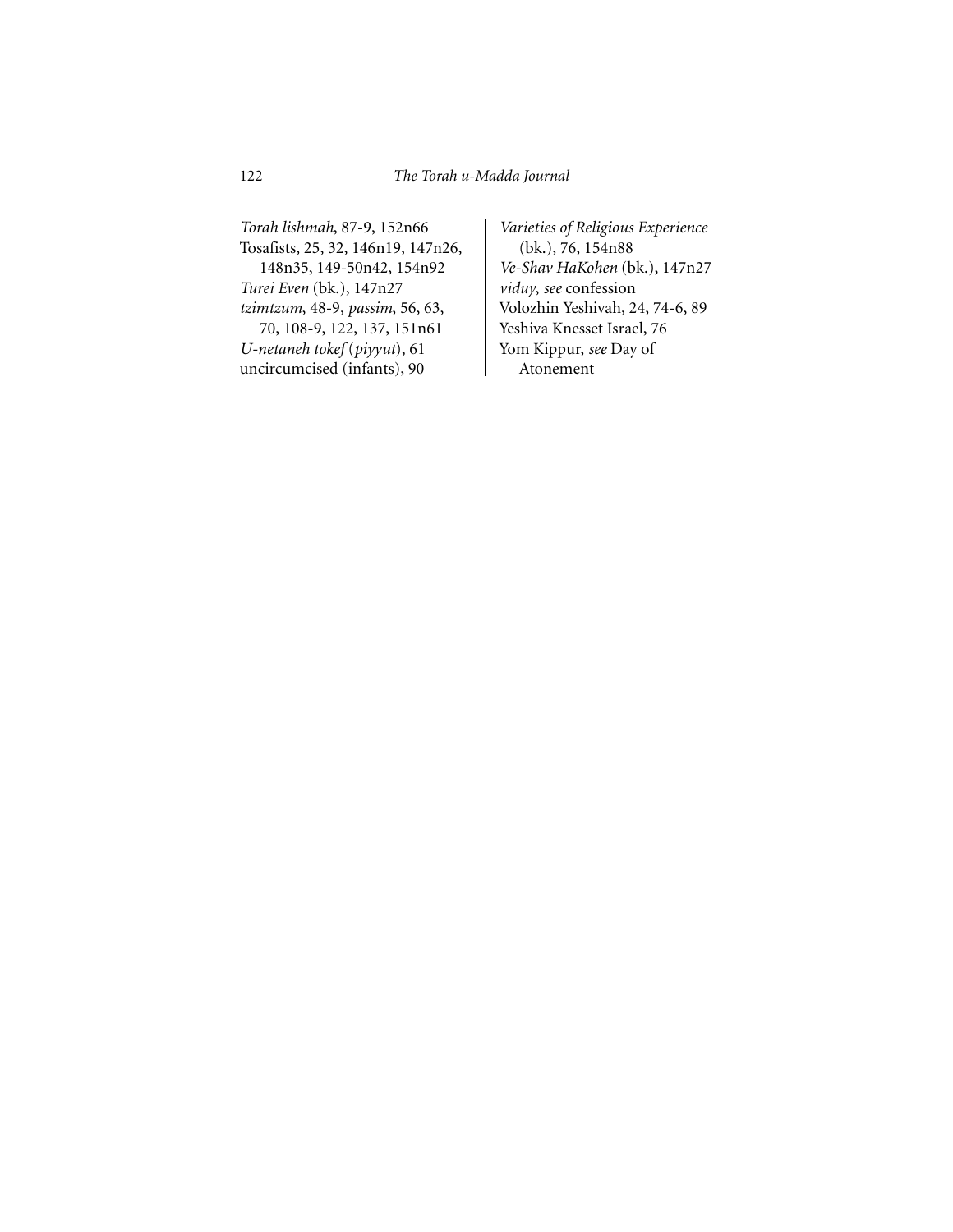*Torah lishmah*, 87-9, 152n66

Tosafists, 25, 32, 146n19, 147n26, 148n35, 149-50n42, 154n92

*Turei Even* (bk.), 147n27

*tzimtzum*, 48-9, *passim*, 56, 63, 70, 108-9, 122, 137, 151n61

*U-netaneh tokef* (*piyyut*), 61

uncircumcised (infants), 90

*Varieties of Religious Experience* (bk.), 76, 154n88

*Ve-Shav HaKohen* (bk.), 147n27

*viduy*, *see* confession

Volozhin Yeshivah, 24, 74-6, 89

Yeshiva Knesset Israel, 76

Yom Kippur, *see* Day of Atonement